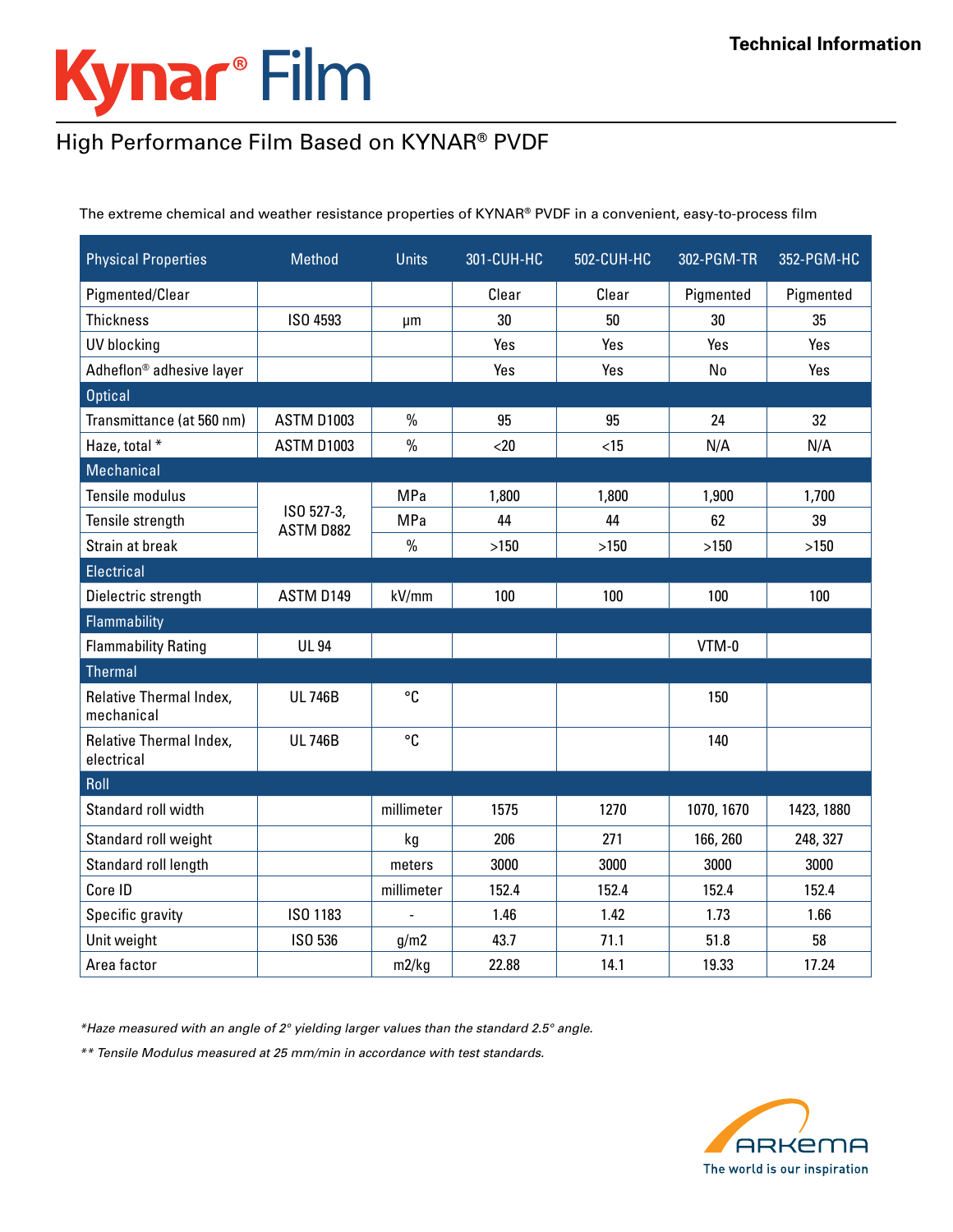Technical Information

# Kynar® Film

## High Performance Film Based on KYNAR® PVDF

The extreme chemical and weather resistance properties of KYNAR® PVDF in a convenient, easy-to-process film

| Physical Properties | Method | Units | 301-CUH-HC | 502-CUH-HC | 302-PGM-TR | 352-PGM-HC |
|---|---|---|---|---|---|---|
| Pigmented/Clear | | | Clear | Clear | Pigmented | Pigmented |
| Thickness | ISO 4593 | µm | 30 | 50 | 30 | 35 |
| UV blocking | | | Yes | Yes | Yes | Yes |
| Adheflon® adhesive layer | | | Yes | Yes | No | Yes |
| **Optical** | | | | | | |
| Transmittance (at 560 nm) | ASTM D1003 | % | 95 | 95 | 24 | 32 |
| Haze, total * | ASTM D1003 | % | <20 | <15 | N/A | N/A |
| **Mechanical** | | | | | | |
| Tensile modulus | ISO 527-3, ASTM D882 | MPa | 1,800 | 1,800 | 1,900 | 1,700 |
| Tensile strength | ISO 527-3, ASTM D882 | MPa | 44 | 44 | 62 | 39 |
| Strain at break | ISO 527-3, ASTM D882 | % | >150 | >150 | >150 | >150 |
| **Electrical** | | | | | | |
| Dielectric strength | ASTM D149 | kV/mm | 100 | 100 | 100 | 100 |
| **Flammability** | | | | | | |
| Flammability Rating | UL 94 | | | | VTM-0 | |
| **Thermal** | | | | | | |
| Relative Thermal Index, mechanical | UL 746B | °C | | | 150 | |
| Relative Thermal Index, electrical | UL 746B | °C | | | 140 | |
| **Roll** | | | | | | |
| Standard roll width | | millimeter | 1575 | 1270 | 1070, 1670 | 1423, 1880 |
| Standard roll weight | | kg | 206 | 271 | 166, 260 | 248, 327 |
| Standard roll length | | meters | 3000 | 3000 | 3000 | 3000 |
| Core ID | | millimeter | 152.4 | 152.4 | 152.4 | 152.4 |
| Specific gravity | ISO 1183 | - | 1.46 | 1.42 | 1.73 | 1.66 |
| Unit weight | ISO 536 | g/m2 | 43.7 | 71.1 | 51.8 | 58 |
| Area factor | | m2/kg | 22.88 | 14.1 | 19.33 | 17.24 |

*\*Haze measured with an angle of 2° yielding larger values than the standard 2.5° angle.*

*\*\* Tensile Modulus measured at 25 mm/min in accordance with test standards.*

ARKEMA
The world is our inspiration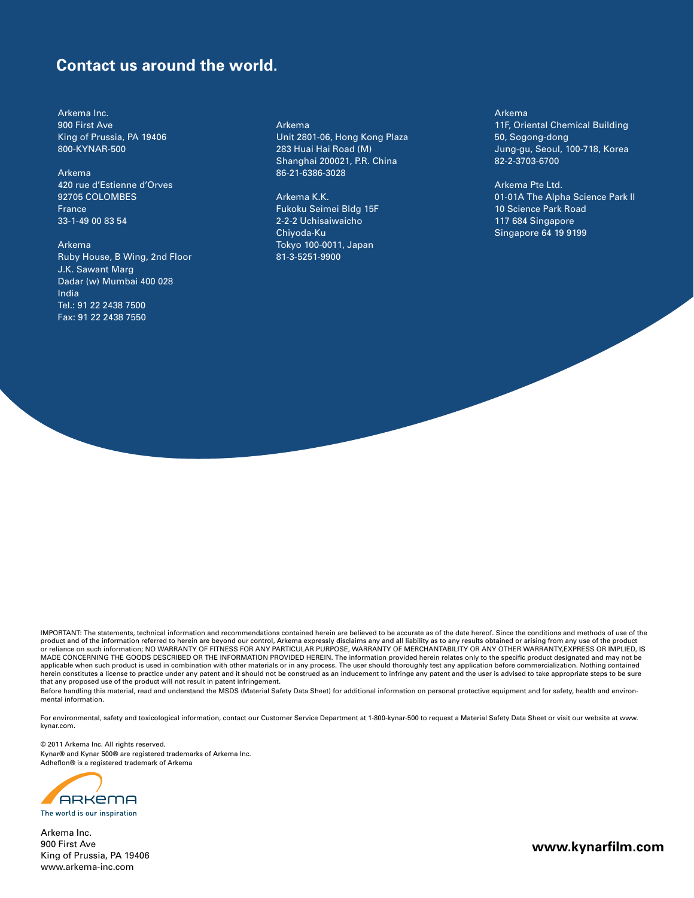## Contact us around the world.

Arkema Inc.
900 First Ave
King of Prussia, PA 19406
800-KYNAR-500

Arkema
420 rue d'Estienne d'Orves
92705 COLOMBES
France
33-1-49 00 83 54

Arkema
Ruby House, B Wing, 2nd Floor
J.K. Sawant Marg
Dadar (w) Mumbai 400 028
India
Tel.: 91 22 2438 7500
Fax: 91 22 2438 7550

Arkema
Unit 2801-06, Hong Kong Plaza
283 Huai Hai Road (M)
Shanghai 200021, P.R. China
86-21-6386-3028

Arkema K.K.
Fukoku Seimei Bldg 15F
2-2-2 Uchisaiwaicho
Chiyoda-Ku
Tokyo 100-0011, Japan
81-3-5251-9900

Arkema
11F, Oriental Chemical Building
50, Sogong-dong
Jung-gu, Seoul, 100-718, Korea
82-2-3703-6700

Arkema Pte Ltd.
01-01A The Alpha Science Park II
10 Science Park Road
117 684 Singapore
Singapore 64 19 9199

IMPORTANT: The statements, technical information and recommendations contained herein are believed to be accurate as of the date hereof. Since the conditions and methods of use of the product and of the information referred to herein are beyond our control, Arkema expressly disclaims any and all liability as to any results obtained or arising from any use of the product or reliance on such information; NO WARRANTY OF FITNESS FOR ANY PARTICULAR PURPOSE, WARRANTY OF MERCHANTABILITY OR ANY OTHER WARRANTY,EXPRESS OR IMPLIED, IS MADE CONCERNING THE GOODS DESCRIBED OR THE INFORMATION PROVIDED HEREIN. The information provided herein relates only to the specific product designated and may not be applicable when such product is used in combination with other materials or in any process. The user should thoroughly test any application before commercialization. Nothing contained herein constitutes a license to practice under any patent and it should not be construed as an inducement to infringe any patent and the user is advised to take appropriate steps to be sure that any proposed use of the product will not result in patent infringement.
Before handling this material, read and understand the MSDS (Material Safety Data Sheet) for additional information on personal protective equipment and for safety, health and environmental information.

For environmental, safety and toxicological information, contact our Customer Service Department at 1-800-kynar-500 to request a Material Safety Data Sheet or visit our website at www.kynar.com.

© 2011 Arkema Inc. All rights reserved.
Kynar® and Kynar 500® are registered trademarks of Arkema Inc.
Adheflon® is a registered trademark of Arkema

ARKEMA
The world is our inspiration

Arkema Inc.
900 First Ave
King of Prussia, PA 19406
www.arkema-inc.com

**www.kynarfilm.com**